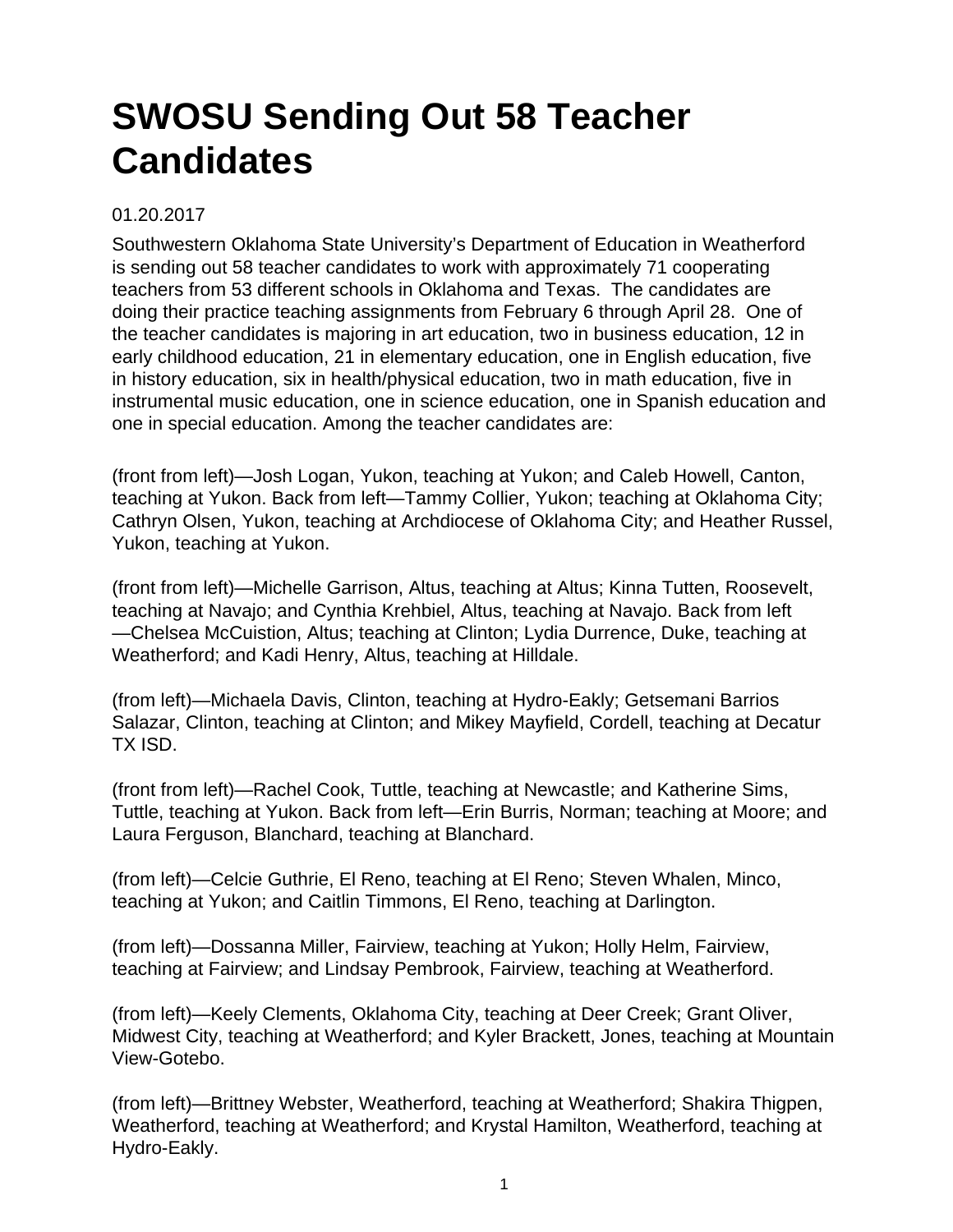# SWOSU Sending Out 58 Teacher Candidates

01.20.2017

Southwestern Oklahoma State University's Department of Education in Weatherford is sending out 58 teacher candidates to work with approximately 71 cooperating teachers from 53 different schools in Oklahoma and Texas. The candidates are doing their practice teaching assignments from February 6 through April 28. One of the teacher candidates is majoring in art education, two in business education, 12 in early childhood education, 21 in elementary education, one in English education, five in history education, six in health/physical education, two in math education, five in instrumental music education, one in science education, one in Spanish education and one in special education. Among the teacher candidates are:

(front from left)—Josh Logan, Yukon, teaching at Yukon; and Caleb Howell, Canton, teaching at Yukon. Back from left—Tammy Collier, Yukon; teaching at Oklahoma City; Cathryn Olsen, Yukon, teaching at Archdiocese of Oklahoma City; and Heather Russel, Yukon, teaching at Yukon.

(front from left)—Michelle Garrison, Altus, teaching at Altus; Kinna Tutten, Roosevelt, teaching at Navajo; and Cynthia Krehbiel, Altus, teaching at Navajo. Back from left—Chelsea McCuistion, Altus; teaching at Clinton; Lydia Durrence, Duke, teaching at Weatherford; and Kadi Henry, Altus, teaching at Hilldale.

(from left)—Michaela Davis, Clinton, teaching at Hydro-Eakly; Getsemani Barrios Salazar, Clinton, teaching at Clinton; and Mikey Mayfield, Cordell, teaching at Decatur TX ISD.

(front from left)—Rachel Cook, Tuttle, teaching at Newcastle; and Katherine Sims, Tuttle, teaching at Yukon. Back from left—Erin Burris, Norman; teaching at Moore; and Laura Ferguson, Blanchard, teaching at Blanchard.

(from left)—Celcie Guthrie, El Reno, teaching at El Reno; Steven Whalen, Minco, teaching at Yukon; and Caitlin Timmons, El Reno, teaching at Darlington.

(from left)—Dossanna Miller, Fairview, teaching at Yukon; Holly Helm, Fairview, teaching at Fairview; and Lindsay Pembrook, Fairview, teaching at Weatherford.

(from left)—Keely Clements, Oklahoma City, teaching at Deer Creek; Grant Oliver, Midwest City, teaching at Weatherford; and Kyler Brackett, Jones, teaching at Mountain View-Gotebo.

(from left)—Brittney Webster, Weatherford, teaching at Weatherford; Shakira Thigpen, Weatherford, teaching at Weatherford; and Krystal Hamilton, Weatherford, teaching at Hydro-Eakly.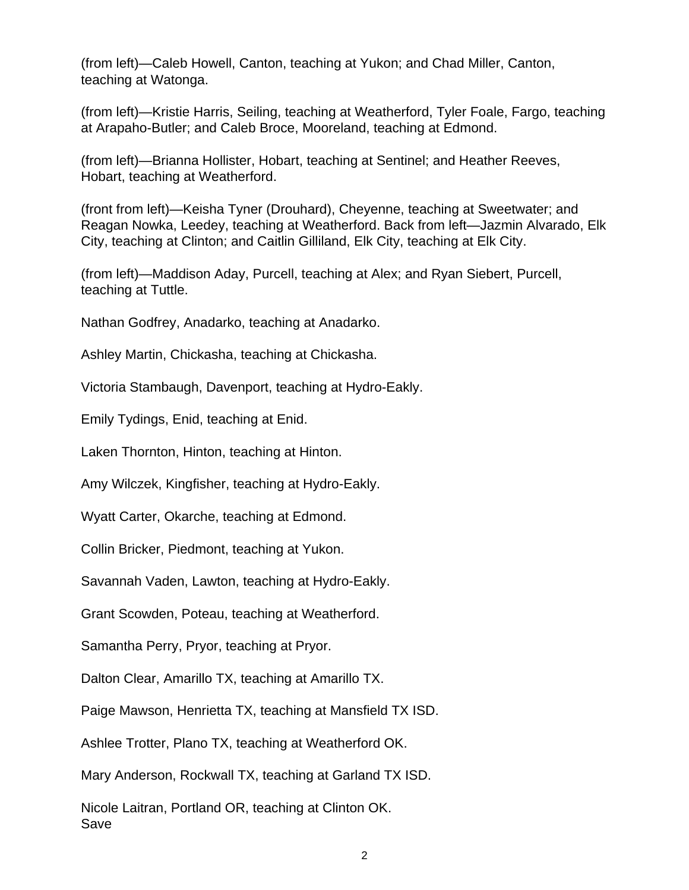(from left)—Caleb Howell, Canton, teaching at Yukon; and Chad Miller, Canton, teaching at Watonga.

(from left)—Kristie Harris, Seiling, teaching at Weatherford, Tyler Foale, Fargo, teaching at Arapaho-Butler; and Caleb Broce, Mooreland, teaching at Edmond.

(from left)—Brianna Hollister, Hobart, teaching at Sentinel; and Heather Reeves, Hobart, teaching at Weatherford.

(front from left)—Keisha Tyner (Drouhard), Cheyenne, teaching at Sweetwater; and Reagan Nowka, Leedey, teaching at Weatherford. Back from left—Jazmin Alvarado, Elk City, teaching at Clinton; and Caitlin Gilliland, Elk City, teaching at Elk City.

(from left)—Maddison Aday, Purcell, teaching at Alex; and Ryan Siebert, Purcell, teaching at Tuttle.

Nathan Godfrey, Anadarko, teaching at Anadarko.

Ashley Martin, Chickasha, teaching at Chickasha.

Victoria Stambaugh, Davenport, teaching at Hydro-Eakly.

Emily Tydings, Enid, teaching at Enid.

Laken Thornton, Hinton, teaching at Hinton.

Amy Wilczek, Kingfisher, teaching at Hydro-Eakly.

Wyatt Carter, Okarche, teaching at Edmond.

Collin Bricker, Piedmont, teaching at Yukon.

Savannah Vaden, Lawton, teaching at Hydro-Eakly.

Grant Scowden, Poteau, teaching at Weatherford.

Samantha Perry, Pryor, teaching at Pryor.

Dalton Clear, Amarillo TX, teaching at Amarillo TX.

Paige Mawson, Henrietta TX, teaching at Mansfield TX ISD.

Ashlee Trotter, Plano TX, teaching at Weatherford OK.

Mary Anderson, Rockwall TX, teaching at Garland TX ISD.

Nicole Laitran, Portland OR, teaching at Clinton OK.
Save